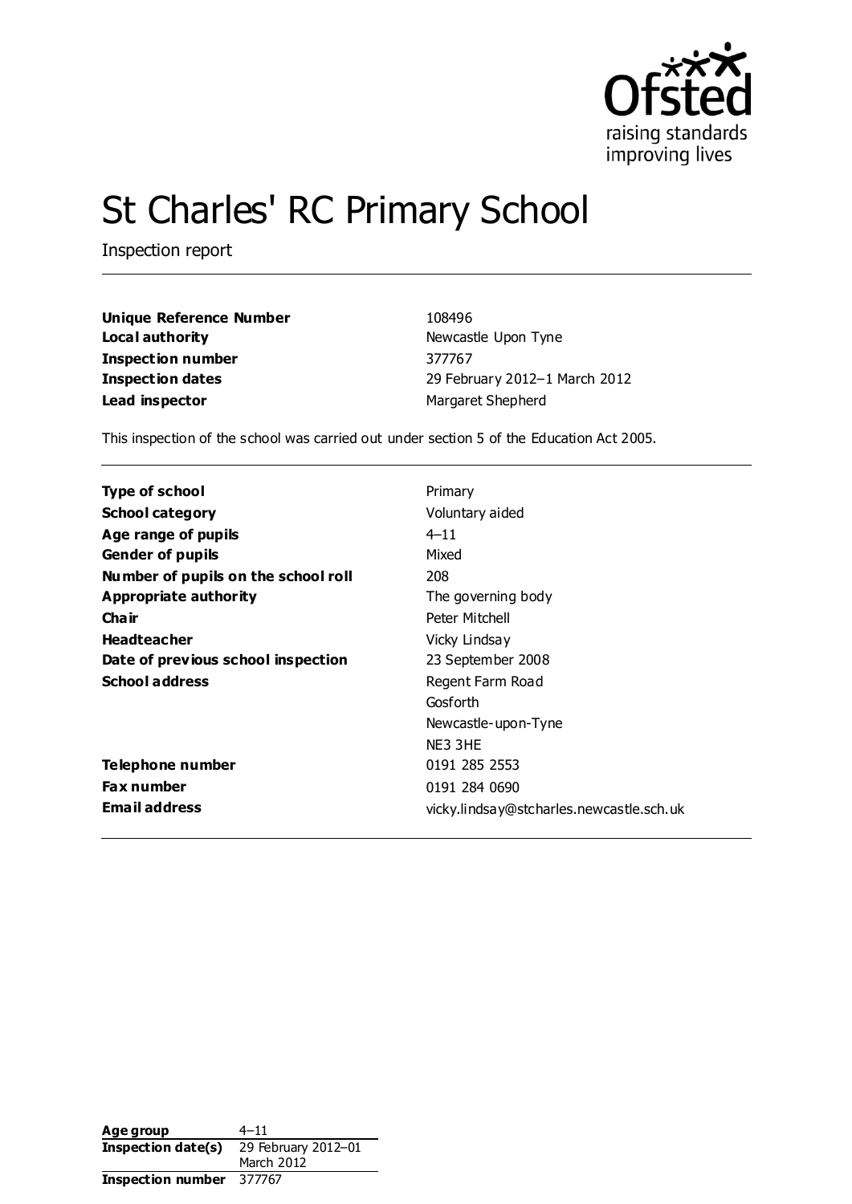Ofsted
raising standards
improving lives

# St Charles' RC Primary School

Inspection report

| | |
|---|---|
| **Unique Reference Number** | 108496 |
| **Local authority** | Newcastle Upon Tyne |
| **Inspection number** | 377767 |
| **Inspection dates** | 29 February 2012–1 March 2012 |
| **Lead inspector** | Margaret Shepherd |

This inspection of the school was carried out under section 5 of the Education Act 2005.

| | |
|---|---|
| **Type of school** | Primary |
| **School category** | Voluntary aided |
| **Age range of pupils** | 4–11 |
| **Gender of pupils** | Mixed |
| **Number of pupils on the school roll** | 208 |
| **Appropriate authority** | The governing body |
| **Chair** | Peter Mitchell |
| **Headteacher** | Vicky Lindsay |
| **Date of previous school inspection** | 23 September 2008 |
| **School address** | Regent Farm Road<br>Gosforth<br>Newcastle-upon-Tyne<br>NE3 3HE |
| **Telephone number** | 0191 285 2553 |
| **Fax number** | 0191 284 0690 |
| **Email address** | vicky.lindsay@stcharles.newcastle.sch.uk |

| | |
|---|---|
| **Age group** | 4–11 |
| **Inspection date(s)** | 29 February 2012–01 March 2012 |
| **Inspection number** | 377767 |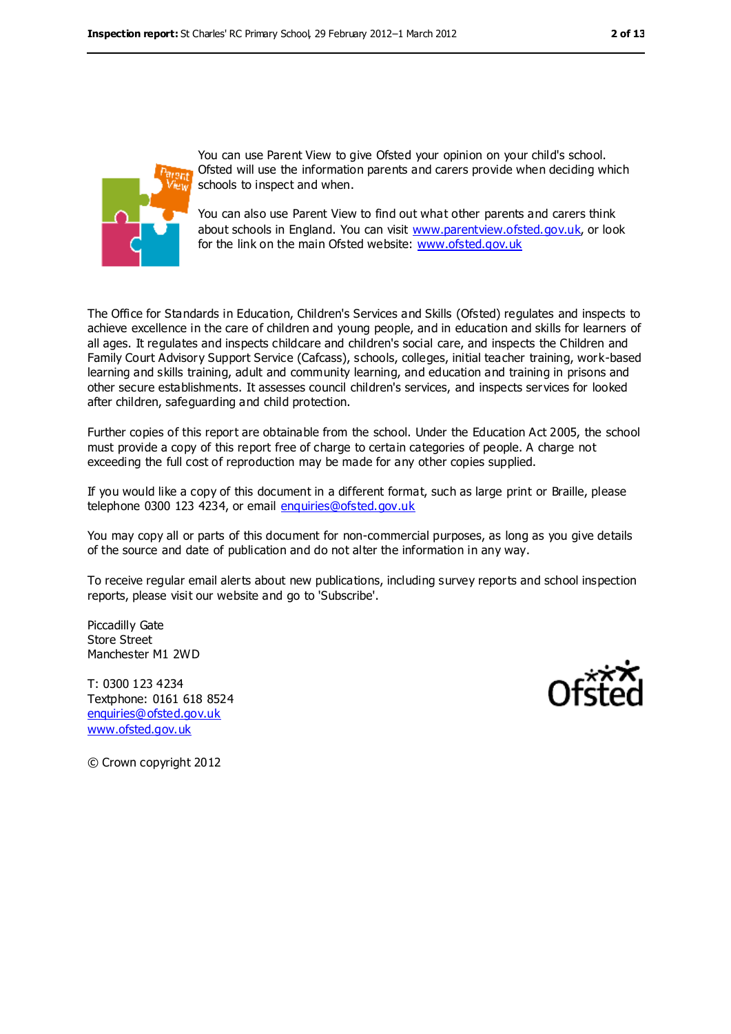You can use Parent View to give Ofsted your opinion on your child's school. Ofsted will use the information parents and carers provide when deciding which schools to inspect and when.

You can also use Parent View to find out what other parents and carers think about schools in England. You can visit www.parentview.ofsted.gov.uk, or look for the link on the main Ofsted website: www.ofsted.gov.uk

The Office for Standards in Education, Children's Services and Skills (Ofsted) regulates and inspects to achieve excellence in the care of children and young people, and in education and skills for learners of all ages. It regulates and inspects childcare and children's social care, and inspects the Children and Family Court Advisory Support Service (Cafcass), schools, colleges, initial teacher training, work-based learning and skills training, adult and community learning, and education and training in prisons and other secure establishments. It assesses council children's services, and inspects services for looked after children, safeguarding and child protection.

Further copies of this report are obtainable from the school. Under the Education Act 2005, the school must provide a copy of this report free of charge to certain categories of people. A charge not exceeding the full cost of reproduction may be made for any other copies supplied.

If you would like a copy of this document in a different format, such as large print or Braille, please telephone 0300 123 4234, or email enquiries@ofsted.gov.uk

You may copy all or parts of this document for non-commercial purposes, as long as you give details of the source and date of publication and do not alter the information in any way.

To receive regular email alerts about new publications, including survey reports and school inspection reports, please visit our website and go to 'Subscribe'.

Piccadilly Gate  
Store Street  
Manchester M1 2WD

T: 0300 123 4234  
Textphone: 0161 618 8524  
enquiries@ofsted.gov.uk  
www.ofsted.gov.uk

© Crown copyright 2012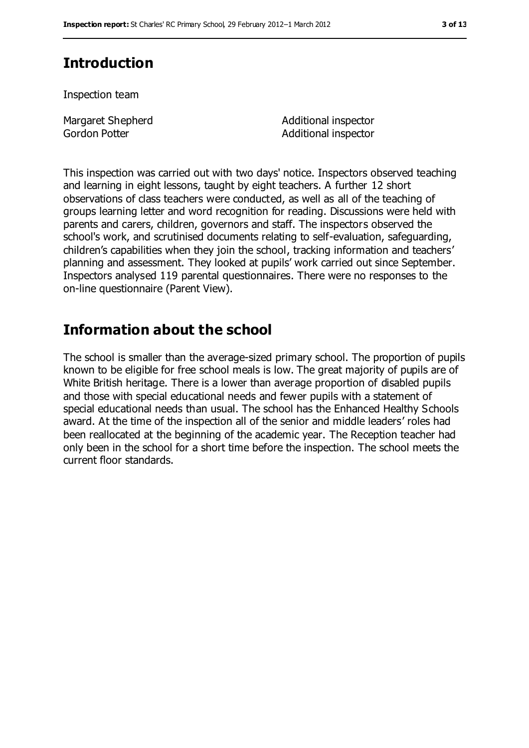## Introduction

Inspection team

| | |
|---|---|
| Margaret Shepherd | Additional inspector |
| Gordon Potter | Additional inspector |

This inspection was carried out with two days' notice. Inspectors observed teaching and learning in eight lessons, taught by eight teachers. A further 12 short observations of class teachers were conducted, as well as all of the teaching of groups learning letter and word recognition for reading. Discussions were held with parents and carers, children, governors and staff. The inspectors observed the school's work, and scrutinised documents relating to self-evaluation, safeguarding, children's capabilities when they join the school, tracking information and teachers' planning and assessment. They looked at pupils' work carried out since September. Inspectors analysed 119 parental questionnaires. There were no responses to the on-line questionnaire (Parent View).

## Information about the school

The school is smaller than the average-sized primary school. The proportion of pupils known to be eligible for free school meals is low. The great majority of pupils are of White British heritage. There is a lower than average proportion of disabled pupils and those with special educational needs and fewer pupils with a statement of special educational needs than usual. The school has the Enhanced Healthy Schools award. At the time of the inspection all of the senior and middle leaders' roles had been reallocated at the beginning of the academic year. The Reception teacher had only been in the school for a short time before the inspection. The school meets the current floor standards.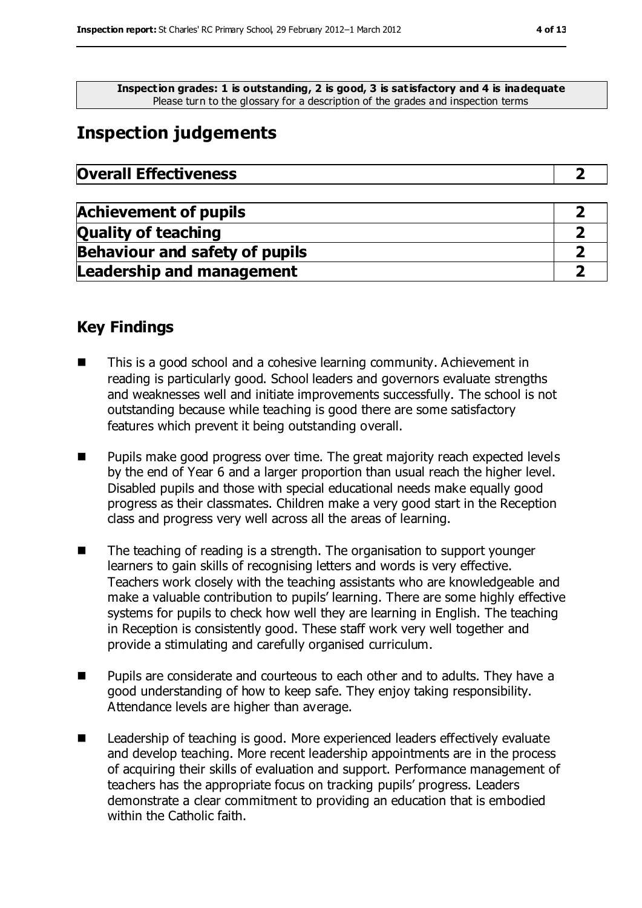**Inspection grades: 1 is outstanding, 2 is good, 3 is satisfactory and 4 is inadequate**
Please turn to the glossary for a description of the grades and inspection terms

## Inspection judgements

| **Overall Effectiveness** | **2** |
| --- | --- |

| **Achievement of pupils** | **2** |
| --- | --- |
| **Quality of teaching** | **2** |
| **Behaviour and safety of pupils** | **2** |
| **Leadership and management** | **2** |

## Key Findings

- This is a good school and a cohesive learning community. Achievement in reading is particularly good. School leaders and governors evaluate strengths and weaknesses well and initiate improvements successfully. The school is not outstanding because while teaching is good there are some satisfactory features which prevent it being outstanding overall.
- Pupils make good progress over time. The great majority reach expected levels by the end of Year 6 and a larger proportion than usual reach the higher level. Disabled pupils and those with special educational needs make equally good progress as their classmates. Children make a very good start in the Reception class and progress very well across all the areas of learning.
- The teaching of reading is a strength. The organisation to support younger learners to gain skills of recognising letters and words is very effective. Teachers work closely with the teaching assistants who are knowledgeable and make a valuable contribution to pupils' learning. There are some highly effective systems for pupils to check how well they are learning in English. The teaching in Reception is consistently good. These staff work very well together and provide a stimulating and carefully organised curriculum.
- Pupils are considerate and courteous to each other and to adults. They have a good understanding of how to keep safe. They enjoy taking responsibility. Attendance levels are higher than average.
- Leadership of teaching is good. More experienced leaders effectively evaluate and develop teaching. More recent leadership appointments are in the process of acquiring their skills of evaluation and support. Performance management of teachers has the appropriate focus on tracking pupils' progress. Leaders demonstrate a clear commitment to providing an education that is embodied within the Catholic faith.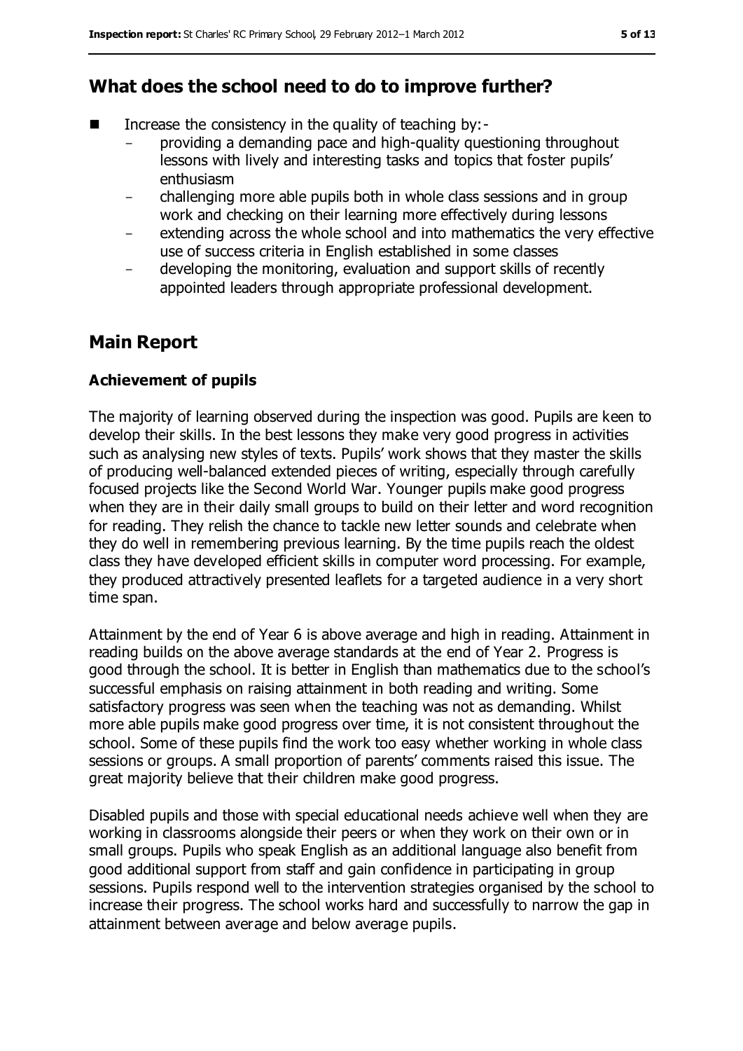## What does the school need to do to improve further?

- Increase the consistency in the quality of teaching by:-
  - providing a demanding pace and high-quality questioning throughout lessons with lively and interesting tasks and topics that foster pupils' enthusiasm
  - challenging more able pupils both in whole class sessions and in group work and checking on their learning more effectively during lessons
  - extending across the whole school and into mathematics the very effective use of success criteria in English established in some classes
  - developing the monitoring, evaluation and support skills of recently appointed leaders through appropriate professional development.

## Main Report

### Achievement of pupils

The majority of learning observed during the inspection was good. Pupils are keen to develop their skills. In the best lessons they make very good progress in activities such as analysing new styles of texts. Pupils' work shows that they master the skills of producing well-balanced extended pieces of writing, especially through carefully focused projects like the Second World War. Younger pupils make good progress when they are in their daily small groups to build on their letter and word recognition for reading. They relish the chance to tackle new letter sounds and celebrate when they do well in remembering previous learning. By the time pupils reach the oldest class they have developed efficient skills in computer word processing. For example, they produced attractively presented leaflets for a targeted audience in a very short time span.

Attainment by the end of Year 6 is above average and high in reading. Attainment in reading builds on the above average standards at the end of Year 2. Progress is good through the school. It is better in English than mathematics due to the school's successful emphasis on raising attainment in both reading and writing. Some satisfactory progress was seen when the teaching was not as demanding. Whilst more able pupils make good progress over time, it is not consistent throughout the school. Some of these pupils find the work too easy whether working in whole class sessions or groups. A small proportion of parents' comments raised this issue. The great majority believe that their children make good progress.

Disabled pupils and those with special educational needs achieve well when they are working in classrooms alongside their peers or when they work on their own or in small groups. Pupils who speak English as an additional language also benefit from good additional support from staff and gain confidence in participating in group sessions. Pupils respond well to the intervention strategies organised by the school to increase their progress. The school works hard and successfully to narrow the gap in attainment between average and below average pupils.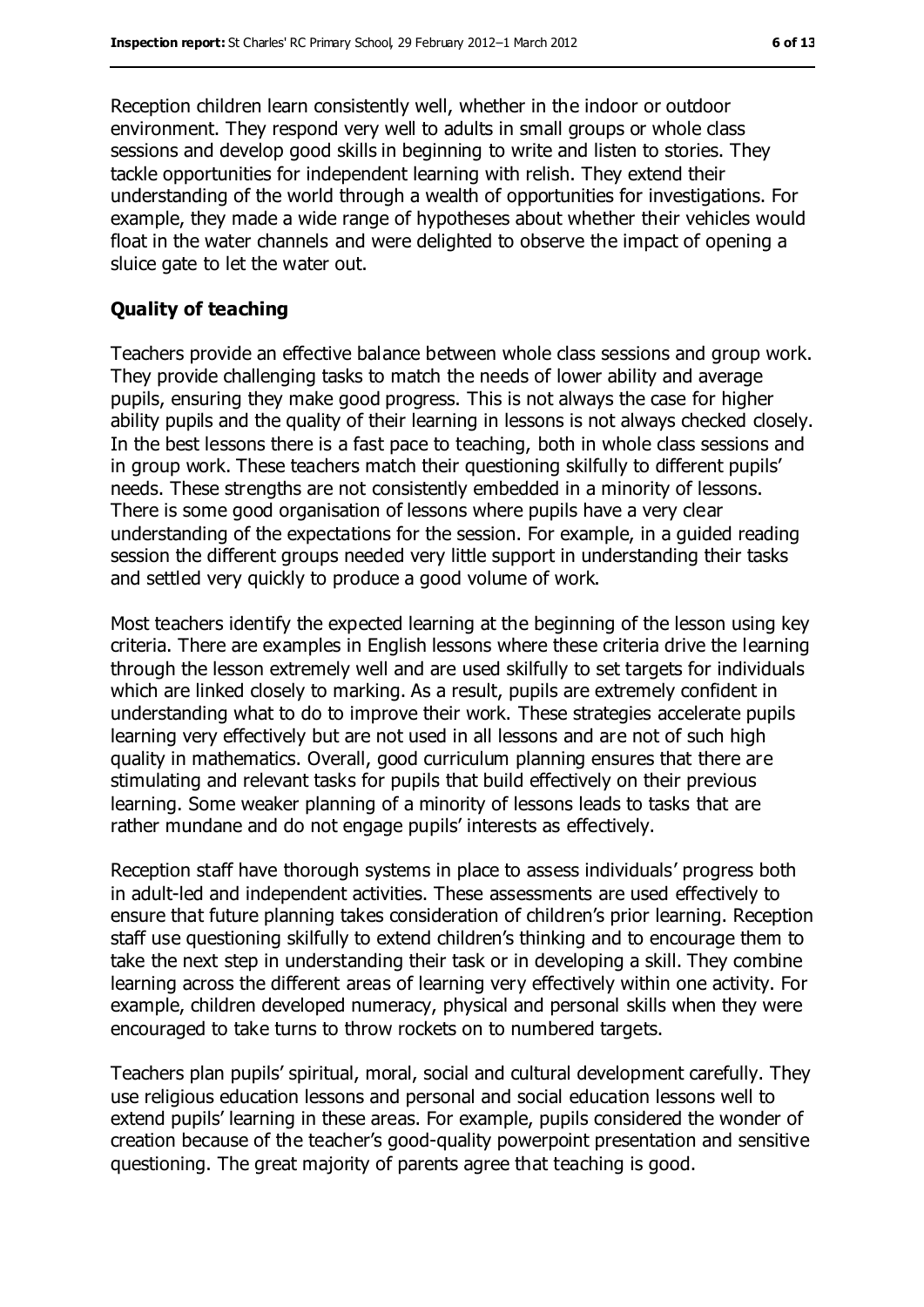Reception children learn consistently well, whether in the indoor or outdoor environment. They respond very well to adults in small groups or whole class sessions and develop good skills in beginning to write and listen to stories. They tackle opportunities for independent learning with relish. They extend their understanding of the world through a wealth of opportunities for investigations. For example, they made a wide range of hypotheses about whether their vehicles would float in the water channels and were delighted to observe the impact of opening a sluice gate to let the water out.

### Quality of teaching

Teachers provide an effective balance between whole class sessions and group work. They provide challenging tasks to match the needs of lower ability and average pupils, ensuring they make good progress. This is not always the case for higher ability pupils and the quality of their learning in lessons is not always checked closely. In the best lessons there is a fast pace to teaching, both in whole class sessions and in group work. These teachers match their questioning skilfully to different pupils' needs. These strengths are not consistently embedded in a minority of lessons. There is some good organisation of lessons where pupils have a very clear understanding of the expectations for the session. For example, in a guided reading session the different groups needed very little support in understanding their tasks and settled very quickly to produce a good volume of work.

Most teachers identify the expected learning at the beginning of the lesson using key criteria. There are examples in English lessons where these criteria drive the learning through the lesson extremely well and are used skilfully to set targets for individuals which are linked closely to marking. As a result, pupils are extremely confident in understanding what to do to improve their work. These strategies accelerate pupils learning very effectively but are not used in all lessons and are not of such high quality in mathematics. Overall, good curriculum planning ensures that there are stimulating and relevant tasks for pupils that build effectively on their previous learning. Some weaker planning of a minority of lessons leads to tasks that are rather mundane and do not engage pupils' interests as effectively.

Reception staff have thorough systems in place to assess individuals' progress both in adult-led and independent activities. These assessments are used effectively to ensure that future planning takes consideration of children's prior learning. Reception staff use questioning skilfully to extend children's thinking and to encourage them to take the next step in understanding their task or in developing a skill. They combine learning across the different areas of learning very effectively within one activity. For example, children developed numeracy, physical and personal skills when they were encouraged to take turns to throw rockets on to numbered targets.

Teachers plan pupils' spiritual, moral, social and cultural development carefully. They use religious education lessons and personal and social education lessons well to extend pupils' learning in these areas. For example, pupils considered the wonder of creation because of the teacher's good-quality powerpoint presentation and sensitive questioning. The great majority of parents agree that teaching is good.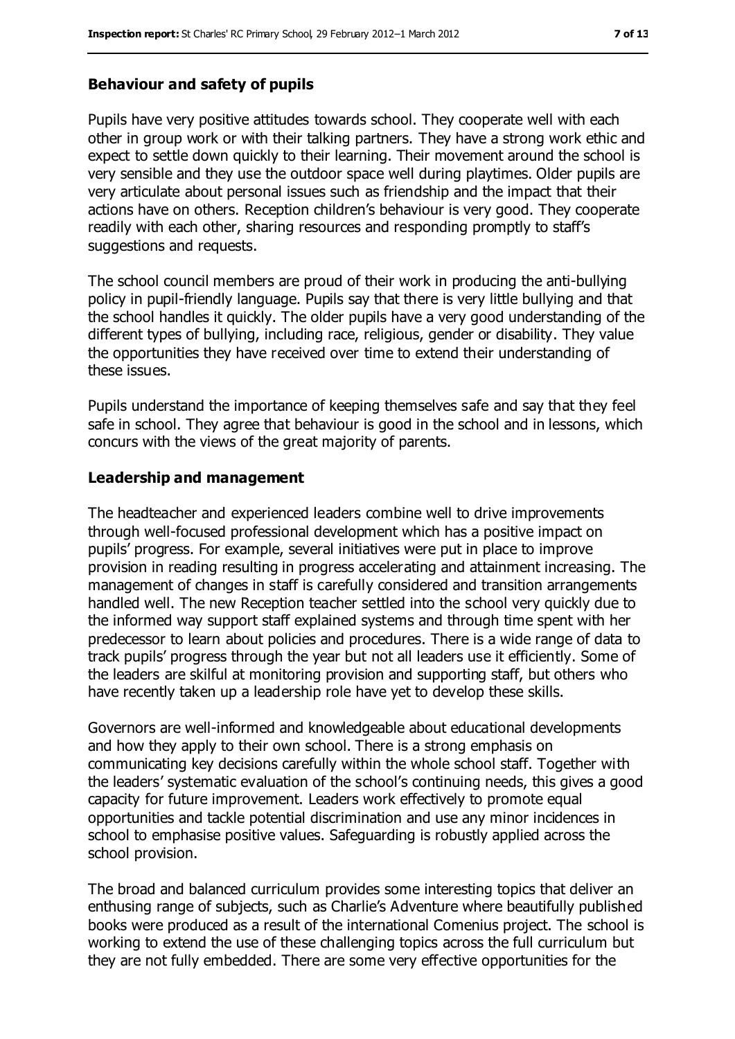### Behaviour and safety of pupils

Pupils have very positive attitudes towards school. They cooperate well with each other in group work or with their talking partners. They have a strong work ethic and expect to settle down quickly to their learning. Their movement around the school is very sensible and they use the outdoor space well during playtimes. Older pupils are very articulate about personal issues such as friendship and the impact that their actions have on others. Reception children's behaviour is very good. They cooperate readily with each other, sharing resources and responding promptly to staff's suggestions and requests.

The school council members are proud of their work in producing the anti-bullying policy in pupil-friendly language. Pupils say that there is very little bullying and that the school handles it quickly. The older pupils have a very good understanding of the different types of bullying, including race, religious, gender or disability. They value the opportunities they have received over time to extend their understanding of these issues.

Pupils understand the importance of keeping themselves safe and say that they feel safe in school. They agree that behaviour is good in the school and in lessons, which concurs with the views of the great majority of parents.

### Leadership and management

The headteacher and experienced leaders combine well to drive improvements through well-focused professional development which has a positive impact on pupils' progress. For example, several initiatives were put in place to improve provision in reading resulting in progress accelerating and attainment increasing. The management of changes in staff is carefully considered and transition arrangements handled well. The new Reception teacher settled into the school very quickly due to the informed way support staff explained systems and through time spent with her predecessor to learn about policies and procedures. There is a wide range of data to track pupils' progress through the year but not all leaders use it efficiently. Some of the leaders are skilful at monitoring provision and supporting staff, but others who have recently taken up a leadership role have yet to develop these skills.

Governors are well-informed and knowledgeable about educational developments and how they apply to their own school. There is a strong emphasis on communicating key decisions carefully within the whole school staff. Together with the leaders' systematic evaluation of the school's continuing needs, this gives a good capacity for future improvement. Leaders work effectively to promote equal opportunities and tackle potential discrimination and use any minor incidences in school to emphasise positive values. Safeguarding is robustly applied across the school provision.

The broad and balanced curriculum provides some interesting topics that deliver an enthusing range of subjects, such as Charlie's Adventure where beautifully published books were produced as a result of the international Comenius project. The school is working to extend the use of these challenging topics across the full curriculum but they are not fully embedded. There are some very effective opportunities for the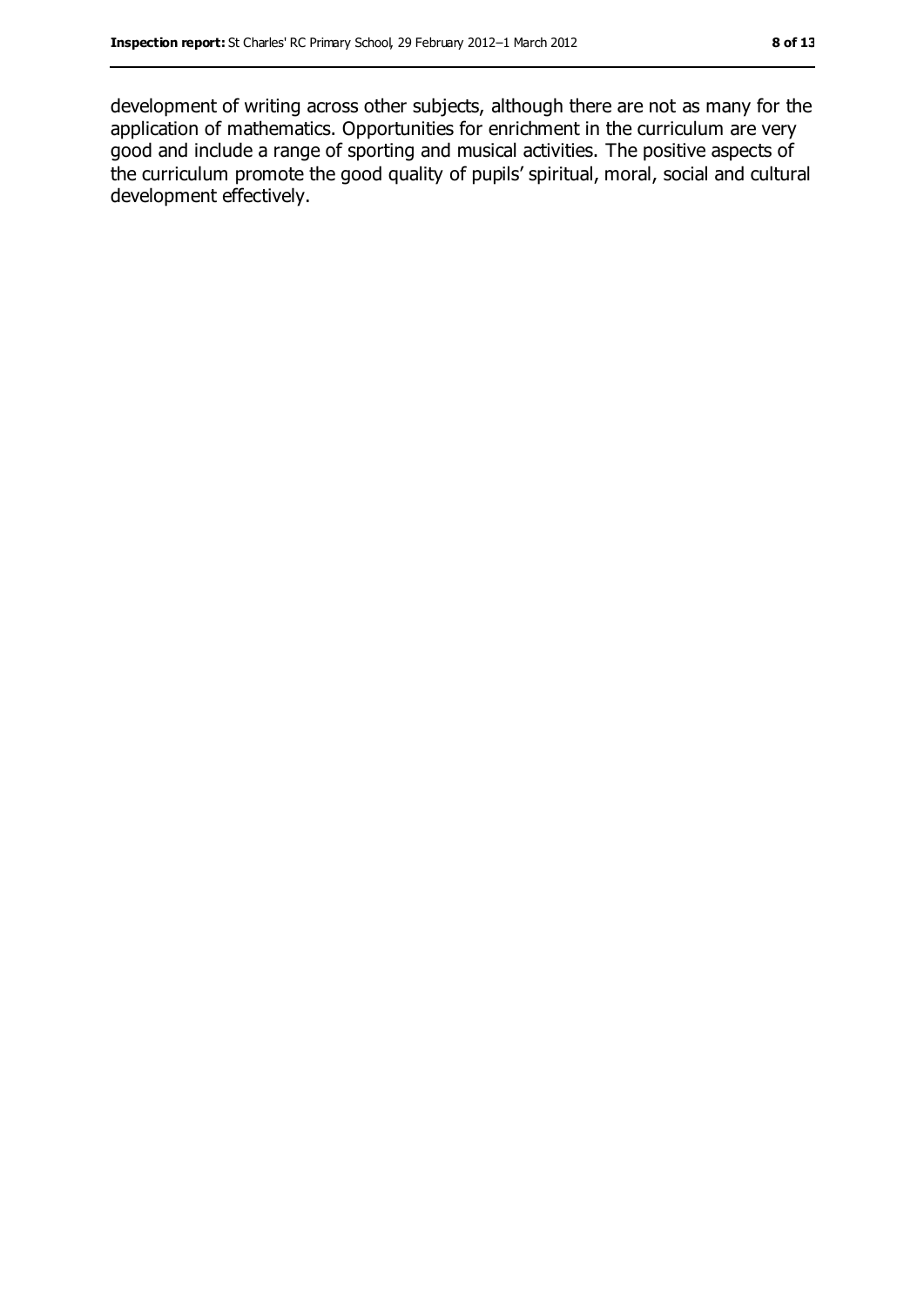development of writing across other subjects, although there are not as many for the application of mathematics. Opportunities for enrichment in the curriculum are very good and include a range of sporting and musical activities. The positive aspects of the curriculum promote the good quality of pupils' spiritual, moral, social and cultural development effectively.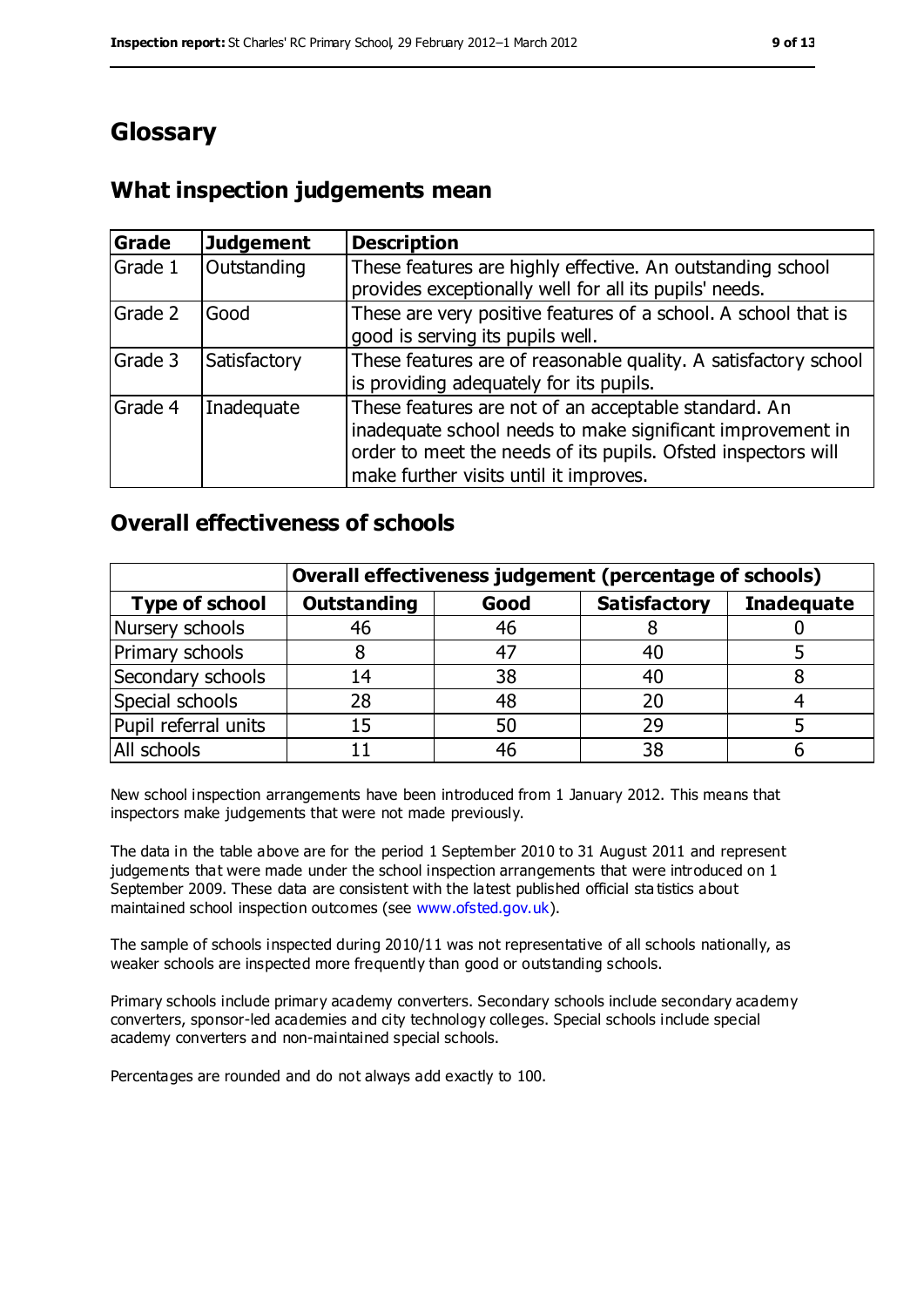# Glossary

## What inspection judgements mean

| Grade | Judgement | Description |
|---|---|---|
| Grade 1 | Outstanding | These features are highly effective. An outstanding school provides exceptionally well for all its pupils' needs. |
| Grade 2 | Good | These are very positive features of a school. A school that is good is serving its pupils well. |
| Grade 3 | Satisfactory | These features are of reasonable quality. A satisfactory school is providing adequately for its pupils. |
| Grade 4 | Inadequate | These features are not of an acceptable standard. An inadequate school needs to make significant improvement in order to meet the needs of its pupils. Ofsted inspectors will make further visits until it improves. |

## Overall effectiveness of schools

| | Overall effectiveness judgement (percentage of schools) | | | |
|---|---|---|---|---|
| **Type of school** | **Outstanding** | **Good** | **Satisfactory** | **Inadequate** |
| Nursery schools | 46 | 46 | 8 | 0 |
| Primary schools | 8 | 47 | 40 | 5 |
| Secondary schools | 14 | 38 | 40 | 8 |
| Special schools | 28 | 48 | 20 | 4 |
| Pupil referral units | 15 | 50 | 29 | 5 |
| All schools | 11 | 46 | 38 | 6 |

New school inspection arrangements have been introduced from 1 January 2012. This means that inspectors make judgements that were not made previously.

The data in the table above are for the period 1 September 2010 to 31 August 2011 and represent judgements that were made under the school inspection arrangements that were introduced on 1 September 2009. These data are consistent with the latest published official statistics about maintained school inspection outcomes (see www.ofsted.gov.uk).

The sample of schools inspected during 2010/11 was not representative of all schools nationally, as weaker schools are inspected more frequently than good or outstanding schools.

Primary schools include primary academy converters. Secondary schools include secondary academy converters, sponsor-led academies and city technology colleges. Special schools include special academy converters and non-maintained special schools.

Percentages are rounded and do not always add exactly to 100.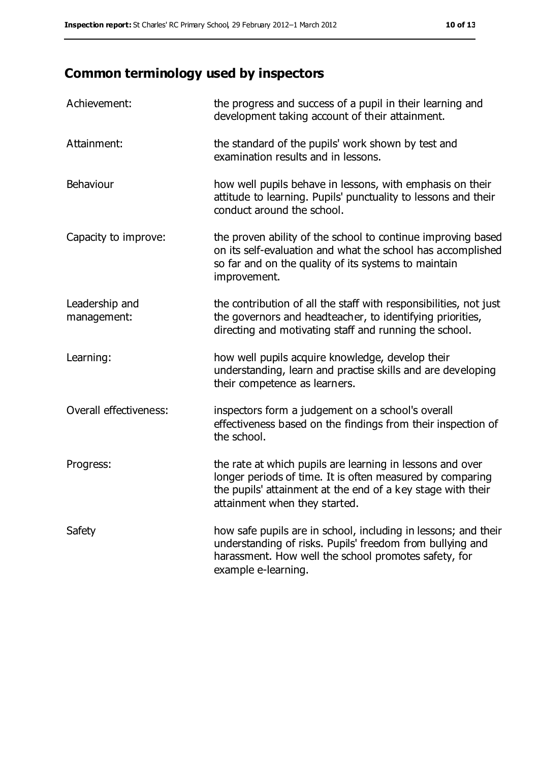## Common terminology used by inspectors

| | |
|---|---|
| Achievement: | the progress and success of a pupil in their learning and development taking account of their attainment. |
| Attainment: | the standard of the pupils' work shown by test and examination results and in lessons. |
| Behaviour | how well pupils behave in lessons, with emphasis on their attitude to learning. Pupils' punctuality to lessons and their conduct around the school. |
| Capacity to improve: | the proven ability of the school to continue improving based on its self-evaluation and what the school has accomplished so far and on the quality of its systems to maintain improvement. |
| Leadership and management: | the contribution of all the staff with responsibilities, not just the governors and headteacher, to identifying priorities, directing and motivating staff and running the school. |
| Learning: | how well pupils acquire knowledge, develop their understanding, learn and practise skills and are developing their competence as learners. |
| Overall effectiveness: | inspectors form a judgement on a school's overall effectiveness based on the findings from their inspection of the school. |
| Progress: | the rate at which pupils are learning in lessons and over longer periods of time. It is often measured by comparing the pupils' attainment at the end of a key stage with their attainment when they started. |
| Safety | how safe pupils are in school, including in lessons; and their understanding of risks. Pupils' freedom from bullying and harassment. How well the school promotes safety, for example e-learning. |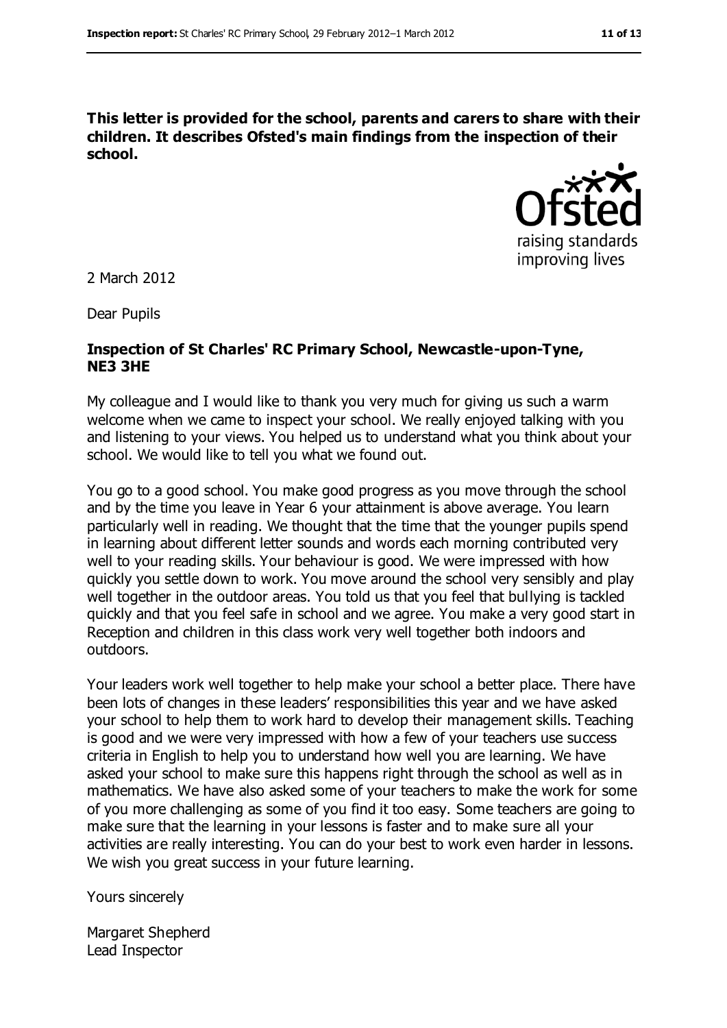**This letter is provided for the school, parents and carers to share with their children. It describes Ofsted's main findings from the inspection of their school.**

2 March 2012

Dear Pupils

**Inspection of St Charles' RC Primary School, Newcastle-upon-Tyne, NE3 3HE**

My colleague and I would like to thank you very much for giving us such a warm welcome when we came to inspect your school. We really enjoyed talking with you and listening to your views. You helped us to understand what you think about your school. We would like to tell you what we found out.

You go to a good school. You make good progress as you move through the school and by the time you leave in Year 6 your attainment is above average. You learn particularly well in reading. We thought that the time that the younger pupils spend in learning about different letter sounds and words each morning contributed very well to your reading skills. Your behaviour is good. We were impressed with how quickly you settle down to work. You move around the school very sensibly and play well together in the outdoor areas. You told us that you feel that bullying is tackled quickly and that you feel safe in school and we agree. You make a very good start in Reception and children in this class work very well together both indoors and outdoors.

Your leaders work well together to help make your school a better place. There have been lots of changes in these leaders' responsibilities this year and we have asked your school to help them to work hard to develop their management skills. Teaching is good and we were very impressed with how a few of your teachers use success criteria in English to help you to understand how well you are learning. We have asked your school to make sure this happens right through the school as well as in mathematics. We have also asked some of your teachers to make the work for some of you more challenging as some of you find it too easy. Some teachers are going to make sure that the learning in your lessons is faster and to make sure all your activities are really interesting. You can do your best to work even harder in lessons. We wish you great success in your future learning.

Yours sincerely

Margaret Shepherd  
Lead Inspector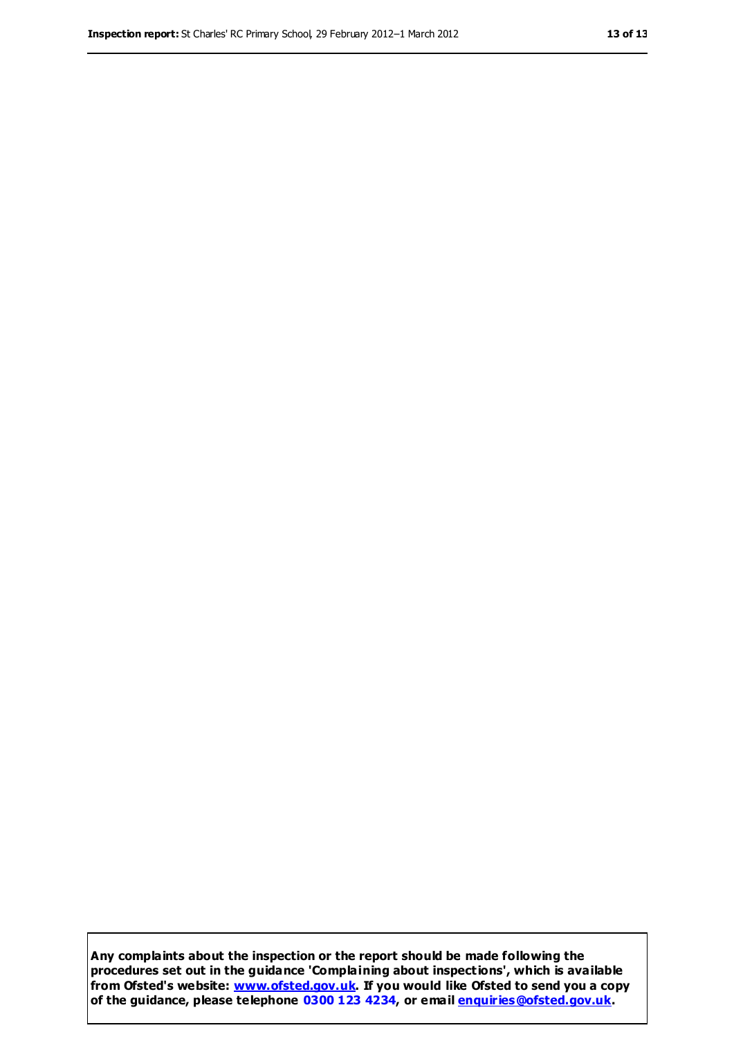**Any complaints about the inspection or the report should be made following the procedures set out in the guidance 'Complaining about inspections', which is available from Ofsted's website: www.ofsted.gov.uk. If you would like Ofsted to send you a copy of the guidance, please telephone 0300 123 4234, or email enquiries@ofsted.gov.uk.**